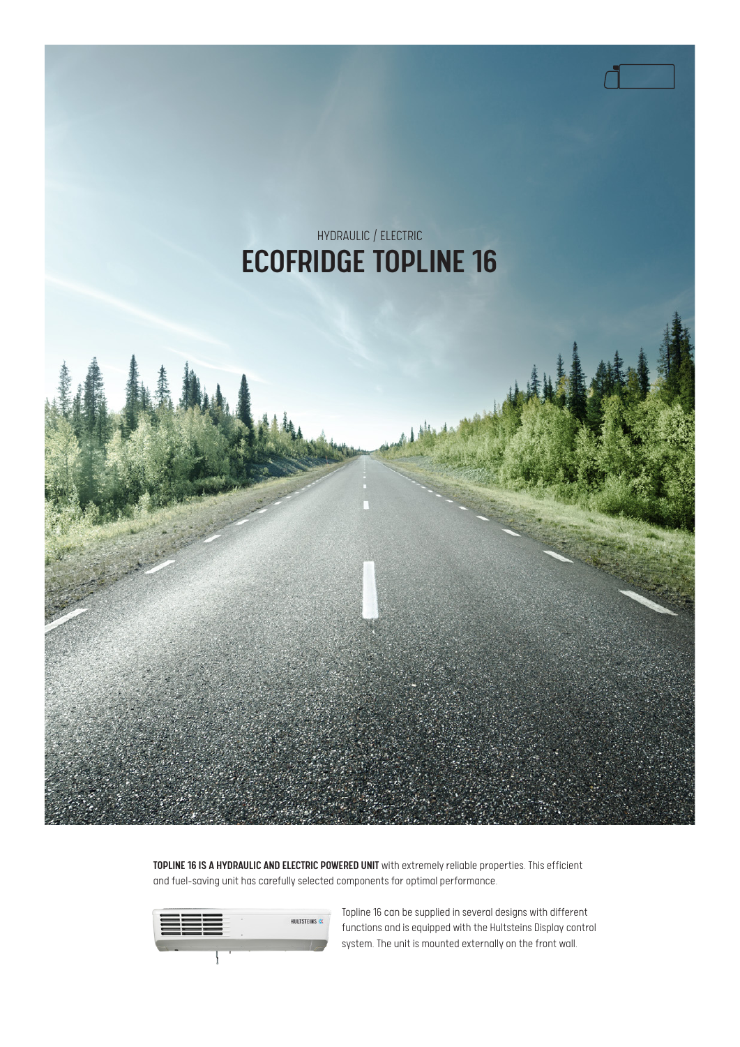HYDRAULIC / ELECTRIC

# ECOFRIDGE TOPLINE 16

**TOPLINE 16 IS A HYDRAULIC AND ELECTRIC POWERED UNIT** with extremely reliable properties. This efficient and fuel-saving unit has carefully selected components for optimal performance.

Topline 16 can be supplied in several designs with different functions and is equipped with the Hultsteins Display control system. The unit is mounted externally on the front wall.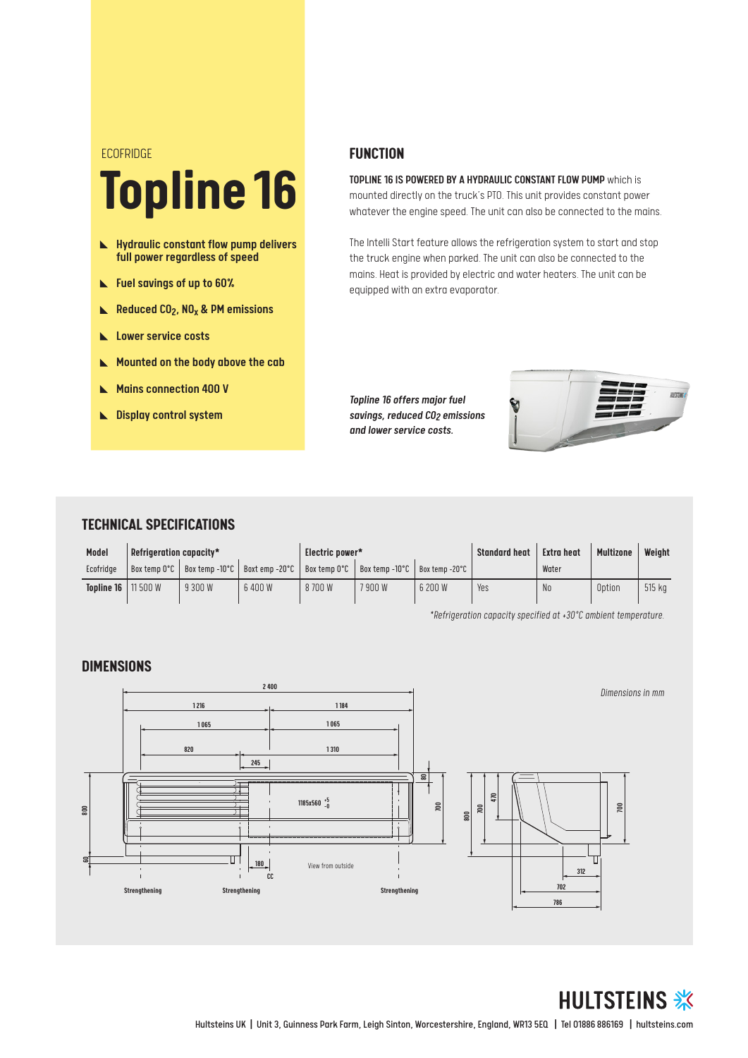ECOFRIDGE

# Topline 16

- **Hydraulic constant flow pump delivers full power regardless of speed**
- **Fuel savings of up to 60%**
- **Reduced $CO_2$, $NO_x$ & PM emissions**
- **Lower service costs**
- **Mounted on the body above the cab**
- **Mains connection 400 V**
- **Display control system**

## FUNCTION

**TOPLINE 16 IS POWERED BY A HYDRAULIC CONSTANT FLOW PUMP** which is mounted directly on the truck's PTO. This unit provides constant power whatever the engine speed. The unit can also be connected to the mains.

The Intelli Start feature allows the refrigeration system to start and stop the truck engine when parked. The unit can also be connected to the mains. Heat is provided by electric and water heaters. The unit can be equipped with an extra evaporator.

***Topline 16 offers major fuel savings, reduced $CO_2$ emissions and lower service costs.***

## TECHNICAL SPECIFICATIONS

| Model | Refrigeration capacity* | | | Electric power* | | | Standard heat | Extra heat | Multizone | Weight |
|---|---|---|---|---|---|---|---|---|---|---|
| Ecofridge | Box temp 0°C | Box temp -10°C | Boxt emp -20°C | Box temp 0°C | Box temp -10°C | Box temp -20°C | | Water | | |
| **Topline 16** | 11 500 W | 9 300 W | 6 400 W | 8 700 W | 7 900 W | 6 200 W | Yes | No | Option | 515 kg |

*\*Refrigeration capacity specified at +30°C ambient temperature.*

## DIMENSIONS

*Dimensions in mm*

2 400
1 216
1 184
1 065
1 065
820
1 310
245
80
800
700
1185x560 $^{+5}_{-0}$
60
180
CC
View from outside
Strengthening
Strengthening
Strengthening
800
700
470
700
312
702
786

HULTSTEINS

Hultsteins UK | Unit 3, Guinness Park Farm, Leigh Sinton, Worcestershire, England, WR13 5EQ | Tel 01886 886169 | hultsteins.com